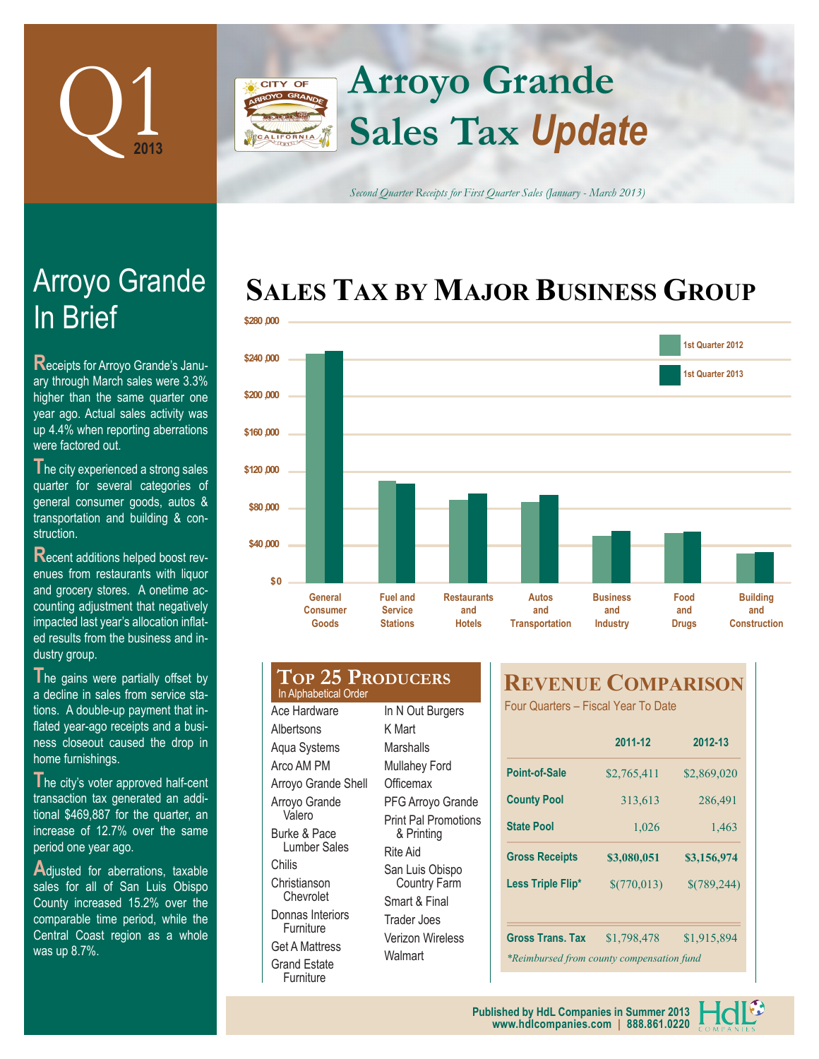# Q1 2013

# Arroyo Grande Sales Tax *Update*

*Second Quarter Receipts for First Quarter Sales (January - March 2013)*

## Arroyo Grande In Brief

Receipts for Arroyo Grande's January through March sales were 3.3% higher than the same quarter one year ago. Actual sales activity was up 4.4% when reporting aberrations were factored out.

The city experienced a strong sales quarter for several categories of general consumer goods, autos & transportation and building & construction.

Recent additions helped boost revenues from restaurants with liquor and grocery stores. A onetime accounting adjustment that negatively impacted last year's allocation inflated results from the business and industry group.

The gains were partially offset by a decline in sales from service stations. A double-up payment that inflated year-ago receipts and a business closeout caused the drop in home furnishings.

The city's voter approved half-cent transaction tax generated an additional $469,887 for the quarter, an increase of 12.7% over the same period one year ago.

Adjusted for aberrations, taxable sales for all of San Luis Obispo County increased 15.2% over the comparable time period, while the Central Coast region as a whole was up 8.7%.

## Sales Tax by Major Business Group

Legend: 1st Quarter 2012, 1st Quarter 2013

Categories: General Consumer Goods; Fuel and Service Stations; Restaurants and Hotels; Autos and Transportation; Business and Industry; Food and Drugs; Building and Construction

## Top 25 Producers

In Alphabetical Order

- Ace Hardware
- Albertsons
- Aqua Systems
- Arco AM PM
- Arroyo Grande Shell
- Arroyo Grande Valero
- Burke & Pace Lumber Sales
- Chilis
- Christianson Chevrolet
- Donnas Interiors Furniture
- Get A Mattress
- Grand Estate Furniture
- In N Out Burgers
- K Mart
- Marshalls
- Mullahey Ford
- Officemax
- PFG Arroyo Grande
- Print Pal Promotions & Printing
- Rite Aid
- San Luis Obispo Country Farm
- Smart & Final
- Trader Joes
- Verizon Wireless
- Walmart

## Revenue Comparison

Four Quarters – Fiscal Year To Date

| | 2011-12 | 2012-13 |
|---|---|---|
| Point-of-Sale | $2,765,411 | $2,869,020 |
| County Pool | 313,613 | 286,491 |
| State Pool | 1,026 | 1,463 |
| **Gross Receipts** | **$3,080,051** | **$3,156,974** |
| Less Triple Flip* | $(770,013) | $(789,244) |
| Gross Trans. Tax | $1,798,478 | $1,915,894 |

*Reimbursed from county compensation fund*

Published by HdL Companies in Summer 2013
www.hdlcompanies.com | 888.861.0220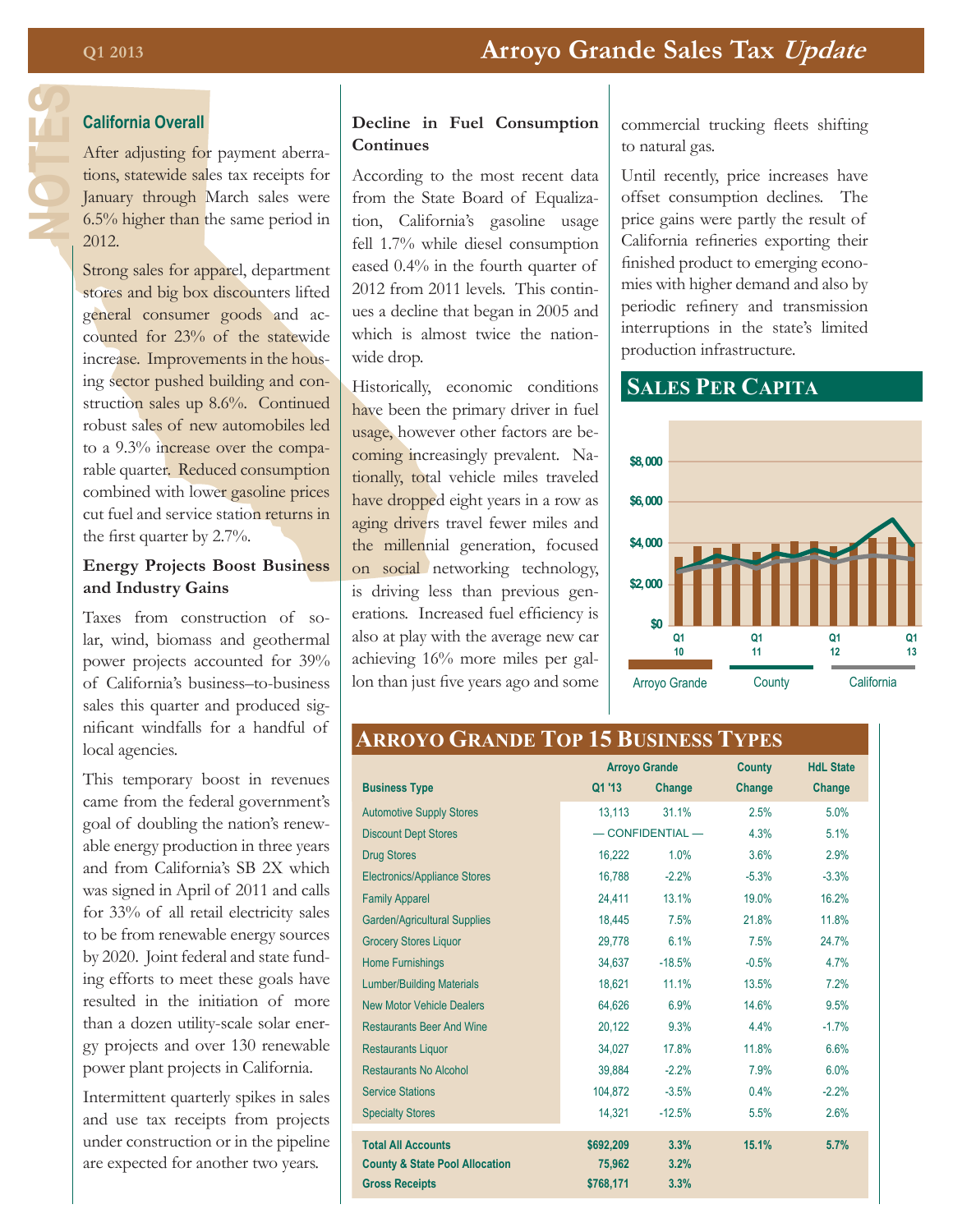# Arroyo Grande Sales Tax *Update*

Q1 2013

NOTES

## California Overall

After adjusting for payment aberrations, statewide sales tax receipts for January through March sales were 6.5% higher than the same period in 2012.

Strong sales for apparel, department stores and big box discounters lifted general consumer goods and accounted for 23% of the statewide increase. Improvements in the housing sector pushed building and construction sales up 8.6%. Continued robust sales of new automobiles led to a 9.3% increase over the comparable quarter. Reduced consumption combined with lower gasoline prices cut fuel and service station returns in the first quarter by 2.7%.

### Energy Projects Boost Business and Industry Gains

Taxes from construction of solar, wind, biomass and geothermal power projects accounted for 39% of California's business–to-business sales this quarter and produced significant windfalls for a handful of local agencies.

This temporary boost in revenues came from the federal government's goal of doubling the nation's renewable energy production in three years and from California's SB 2X which was signed in April of 2011 and calls for 33% of all retail electricity sales to be from renewable energy sources by 2020. Joint federal and state funding efforts to meet these goals have resulted in the initiation of more than a dozen utility-scale solar energy projects and over 130 renewable power plant projects in California.

Intermittent quarterly spikes in sales and use tax receipts from projects under construction or in the pipeline are expected for another two years.

### Decline in Fuel Consumption Continues

According to the most recent data from the State Board of Equalization, California's gasoline usage fell 1.7% while diesel consumption eased 0.4% in the fourth quarter of 2012 from 2011 levels. This continues a decline that began in 2005 and which is almost twice the nationwide drop.

Historically, economic conditions have been the primary driver in fuel usage, however other factors are becoming increasingly prevalent. Nationally, total vehicle miles traveled have dropped eight years in a row as aging drivers travel fewer miles and the millennial generation, focused on social networking technology, is driving less than previous generations. Increased fuel efficiency is also at play with the average new car achieving 16% more miles per gallon than just five years ago and some commercial trucking fleets shifting to natural gas.

Until recently, price increases have offset consumption declines. The price gains were partly the result of California refineries exporting their finished product to emerging economies with higher demand and also by periodic refinery and transmission interruptions in the state's limited production infrastructure.

## Sales Per Capita

$8,000
$6,000
$4,000
$2,000
$0
Q1 10
Q1 11
Q1 12
Q1 13
Arroyo Grande
County
California

## Arroyo Grande Top 15 Business Types

| | Arroyo Grande | | County | HdL State |
|---|---|---|---|---|
| **Business Type** | **Q1 '13** | **Change** | **Change** | **Change** |
| Automotive Supply Stores | 13,113 | 31.1% | 2.5% | 5.0% |
| Discount Dept Stores | — CONFIDENTIAL — | | 4.3% | 5.1% |
| Drug Stores | 16,222 | 1.0% | 3.6% | 2.9% |
| Electronics/Appliance Stores | 16,788 | -2.2% | -5.3% | -3.3% |
| Family Apparel | 24,411 | 13.1% | 19.0% | 16.2% |
| Garden/Agricultural Supplies | 18,445 | 7.5% | 21.8% | 11.8% |
| Grocery Stores Liquor | 29,778 | 6.1% | 7.5% | 24.7% |
| Home Furnishings | 34,637 | -18.5% | -0.5% | 4.7% |
| Lumber/Building Materials | 18,621 | 11.1% | 13.5% | 7.2% |
| New Motor Vehicle Dealers | 64,626 | 6.9% | 14.6% | 9.5% |
| Restaurants Beer And Wine | 20,122 | 9.3% | 4.4% | -1.7% |
| Restaurants Liquor | 34,027 | 17.8% | 11.8% | 6.6% |
| Restaurants No Alcohol | 39,884 | -2.2% | 7.9% | 6.0% |
| Service Stations | 104,872 | -3.5% | 0.4% | -2.2% |
| Specialty Stores | 14,321 | -12.5% | 5.5% | 2.6% |
| **Total All Accounts** | **$692,209** | **3.3%** | **15.1%** | **5.7%** |
| **County & State Pool Allocation** | **75,962** | **3.2%** | | |
| **Gross Receipts** | **$768,171** | **3.3%** | | |